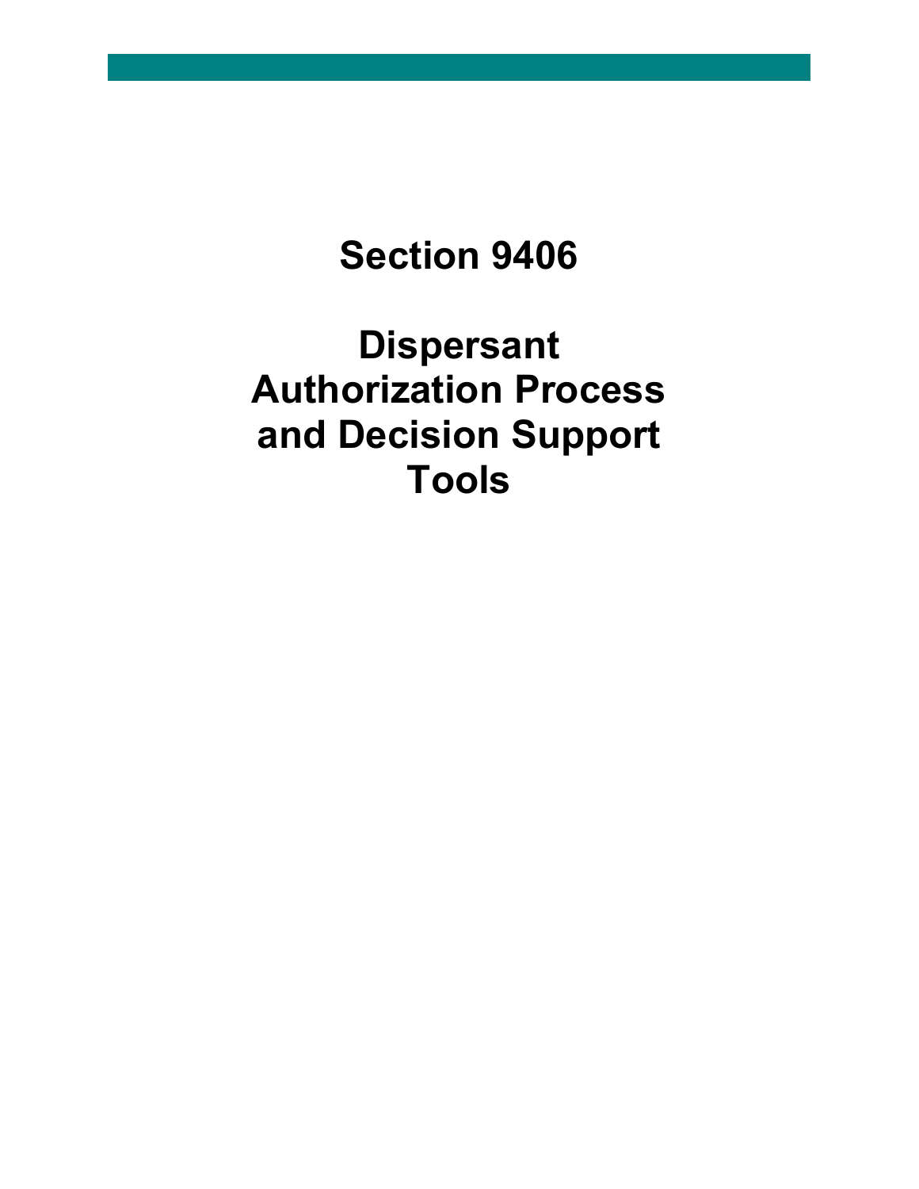# Section 9406

# Dispersant Authorization Process and Decision Support Tools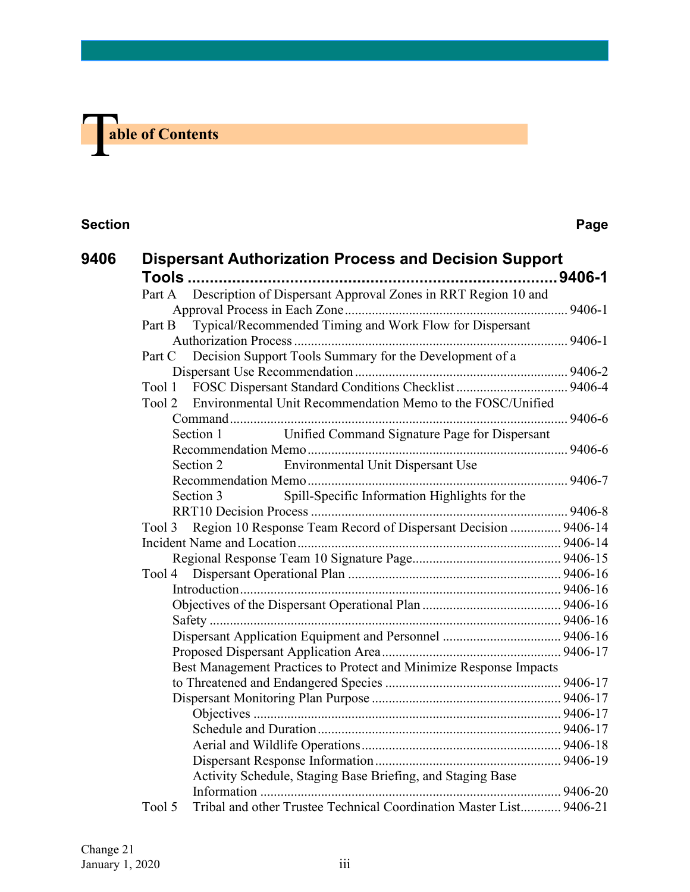# Table of Contents

| Section | | Page |
|---|---|---|
| **9406** | **Dispersant Authorization Process and Decision Support Tools** | **9406-1** |
| | Part A Description of Dispersant Approval Zones in RRT Region 10 and Approval Process in Each Zone | 9406-1 |
| | Part B Typical/Recommended Timing and Work Flow for Dispersant Authorization Process | 9406-1 |
| | Part C Decision Support Tools Summary for the Development of a Dispersant Use Recommendation | 9406-2 |
| | Tool 1 FOSC Dispersant Standard Conditions Checklist | 9406-4 |
| | Tool 2 Environmental Unit Recommendation Memo to the FOSC/Unified Command | 9406-6 |
| | Section 1 Unified Command Signature Page for Dispersant Recommendation Memo | 9406-6 |
| | Section 2 Environmental Unit Dispersant Use Recommendation Memo | 9406-7 |
| | Section 3 Spill-Specific Information Highlights for the RRT10 Decision Process | 9406-8 |
| | Tool 3 Region 10 Response Team Record of Dispersant Decision | 9406-14 |
| | Incident Name and Location | 9406-14 |
| | Regional Response Team 10 Signature Page | 9406-15 |
| | Tool 4 Dispersant Operational Plan | 9406-16 |
| | Introduction | 9406-16 |
| | Objectives of the Dispersant Operational Plan | 9406-16 |
| | Safety | 9406-16 |
| | Dispersant Application Equipment and Personnel | 9406-16 |
| | Proposed Dispersant Application Area | 9406-17 |
| | Best Management Practices to Protect and Minimize Response Impacts to Threatened and Endangered Species | 9406-17 |
| | Dispersant Monitoring Plan Purpose | 9406-17 |
| | Objectives | 9406-17 |
| | Schedule and Duration | 9406-17 |
| | Aerial and Wildlife Operations | 9406-18 |
| | Dispersant Response Information | 9406-19 |
| | Activity Schedule, Staging Base Briefing, and Staging Base Information | 9406-20 |
| | Tool 5 Tribal and other Trustee Technical Coordination Master List | 9406-21 |

Change 21
January 1, 2020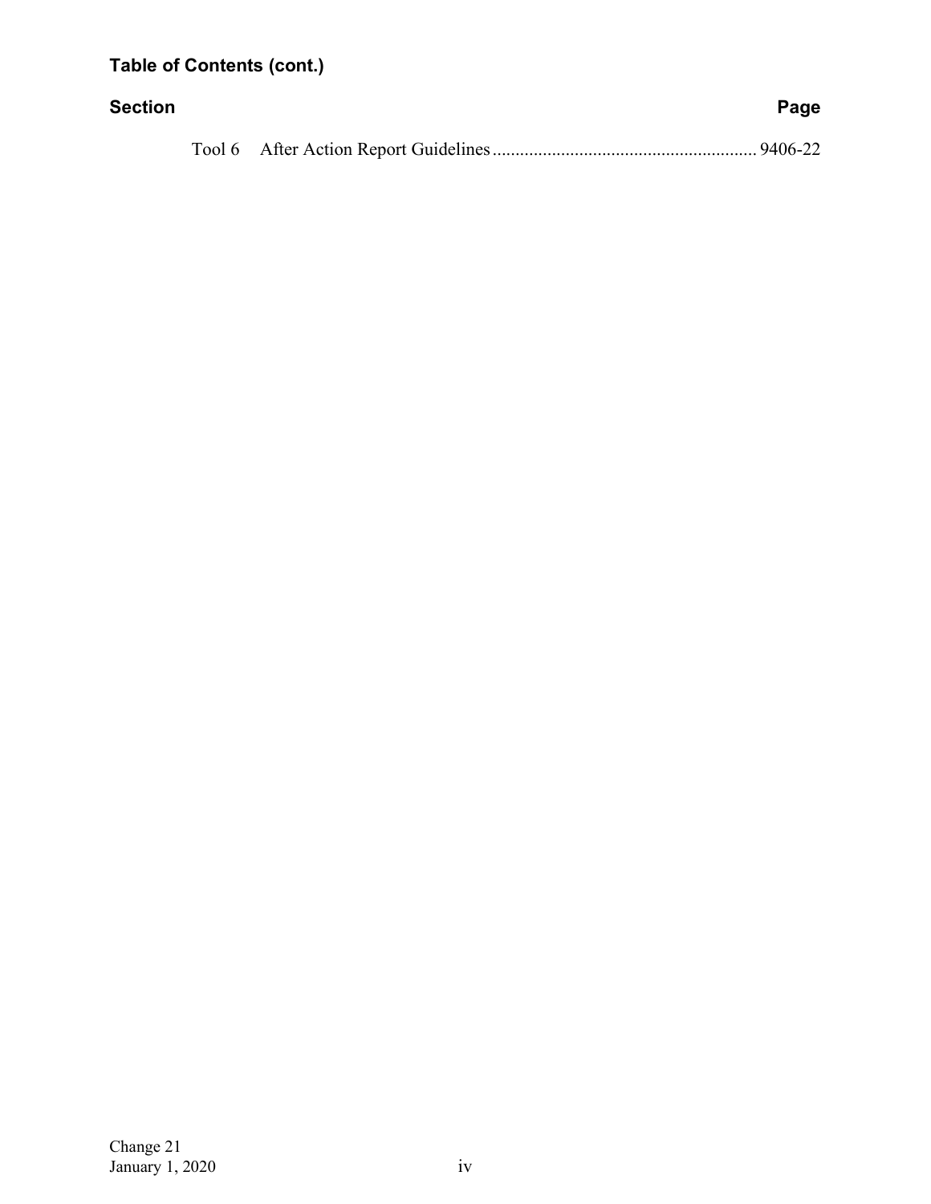**Table of Contents (cont.)**

| Section | | Page |
| --- | --- | --- |
| Tool 6 | After Action Report Guidelines | 9406-22 |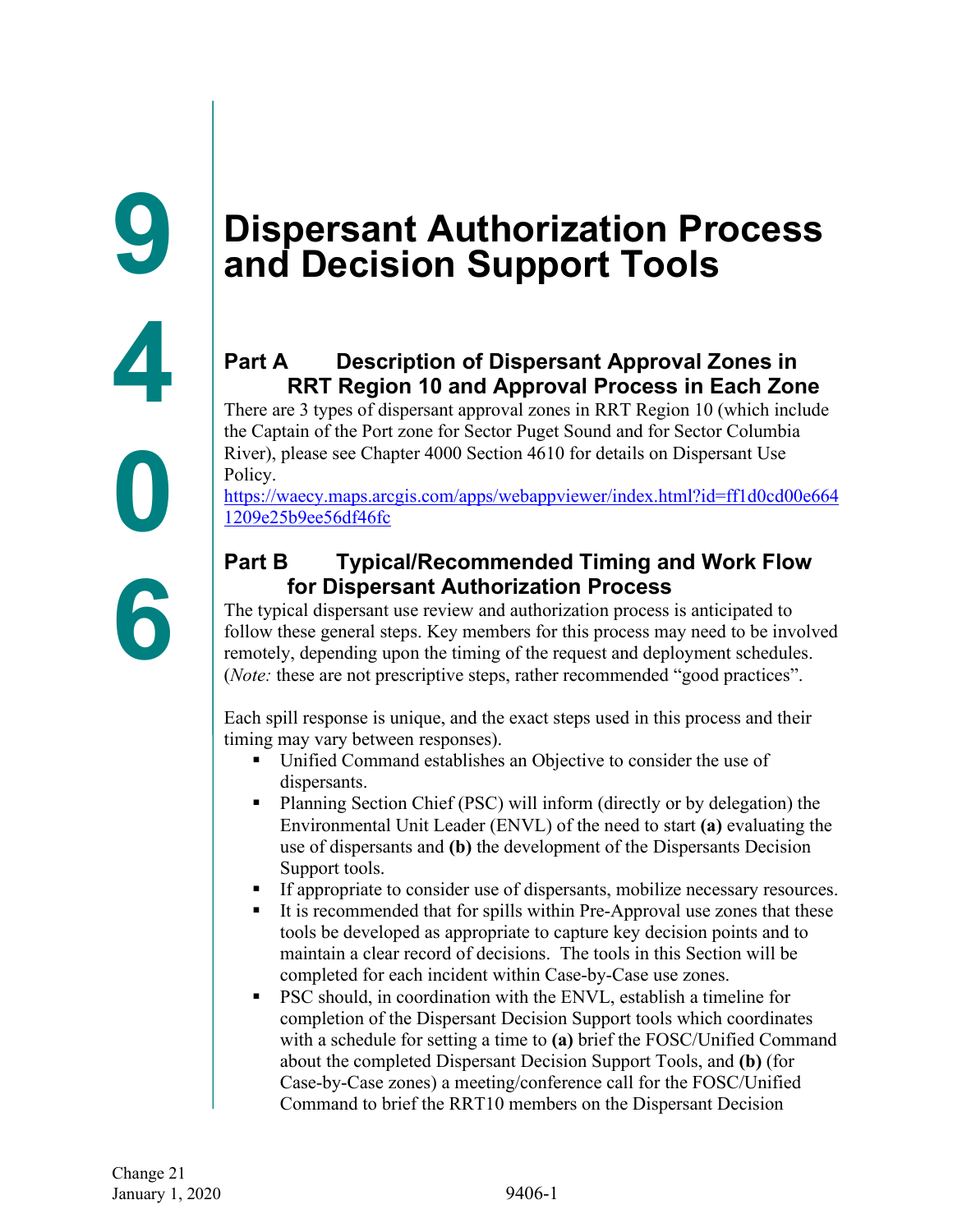# 9406 Dispersant Authorization Process and Decision Support Tools

## Part A Description of Dispersant Approval Zones in RRT Region 10 and Approval Process in Each Zone

There are 3 types of dispersant approval zones in RRT Region 10 (which include the Captain of the Port zone for Sector Puget Sound and for Sector Columbia River), please see Chapter 4000 Section 4610 for details on Dispersant Use Policy.
https://waecy.maps.arcgis.com/apps/webappviewer/index.html?id=ff1d0cd00e6641209e25b9ee56df46fc

## Part B Typical/Recommended Timing and Work Flow for Dispersant Authorization Process

The typical dispersant use review and authorization process is anticipated to follow these general steps. Key members for this process may need to be involved remotely, depending upon the timing of the request and deployment schedules. (*Note:* these are not prescriptive steps, rather recommended "good practices".

Each spill response is unique, and the exact steps used in this process and their timing may vary between responses).

- Unified Command establishes an Objective to consider the use of dispersants.
- Planning Section Chief (PSC) will inform (directly or by delegation) the Environmental Unit Leader (ENVL) of the need to start **(a)** evaluating the use of dispersants and **(b)** the development of the Dispersants Decision Support tools.
- If appropriate to consider use of dispersants, mobilize necessary resources.
- It is recommended that for spills within Pre-Approval use zones that these tools be developed as appropriate to capture key decision points and to maintain a clear record of decisions. The tools in this Section will be completed for each incident within Case-by-Case use zones.
- PSC should, in coordination with the ENVL, establish a timeline for completion of the Dispersant Decision Support tools which coordinates with a schedule for setting a time to **(a)** brief the FOSC/Unified Command about the completed Dispersant Decision Support Tools, and **(b)** (for Case-by-Case zones) a meeting/conference call for the FOSC/Unified Command to brief the RRT10 members on the Dispersant Decision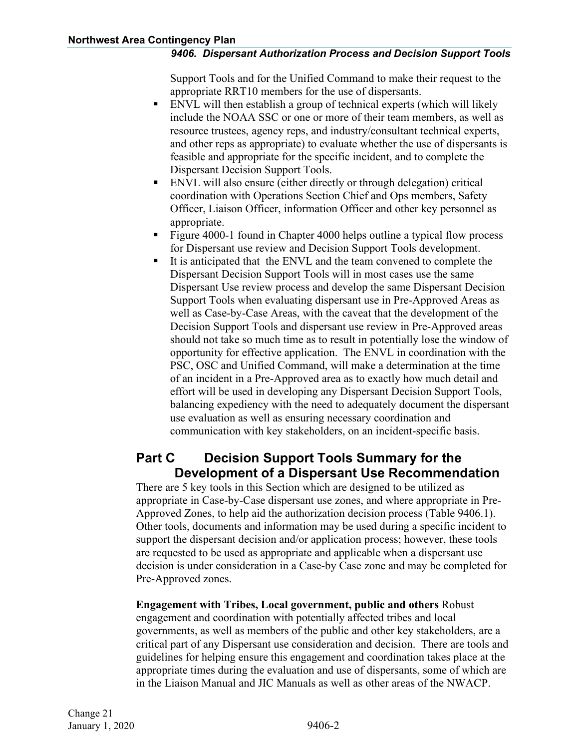Support Tools and for the Unified Command to make their request to the appropriate RRT10 members for the use of dispersants.

- ENVL will then establish a group of technical experts (which will likely include the NOAA SSC or one or more of their team members, as well as resource trustees, agency reps, and industry/consultant technical experts, and other reps as appropriate) to evaluate whether the use of dispersants is feasible and appropriate for the specific incident, and to complete the Dispersant Decision Support Tools.
- ENVL will also ensure (either directly or through delegation) critical coordination with Operations Section Chief and Ops members, Safety Officer, Liaison Officer, information Officer and other key personnel as appropriate.
- Figure 4000-1 found in Chapter 4000 helps outline a typical flow process for Dispersant use review and Decision Support Tools development.
- It is anticipated that the ENVL and the team convened to complete the Dispersant Decision Support Tools will in most cases use the same Dispersant Use review process and develop the same Dispersant Decision Support Tools when evaluating dispersant use in Pre-Approved Areas as well as Case-by-Case Areas, with the caveat that the development of the Decision Support Tools and dispersant use review in Pre-Approved areas should not take so much time as to result in potentially lose the window of opportunity for effective application. The ENVL in coordination with the PSC, OSC and Unified Command, will make a determination at the time of an incident in a Pre-Approved area as to exactly how much detail and effort will be used in developing any Dispersant Decision Support Tools, balancing expediency with the need to adequately document the dispersant use evaluation as well as ensuring necessary coordination and communication with key stakeholders, on an incident-specific basis.

## Part C Decision Support Tools Summary for the Development of a Dispersant Use Recommendation

There are 5 key tools in this Section which are designed to be utilized as appropriate in Case-by-Case dispersant use zones, and where appropriate in Pre-Approved Zones, to help aid the authorization decision process (Table 9406.1). Other tools, documents and information may be used during a specific incident to support the dispersant decision and/or application process; however, these tools are requested to be used as appropriate and applicable when a dispersant use decision is under consideration in a Case-by Case zone and may be completed for Pre-Approved zones.

**Engagement with Tribes, Local government, public and others** Robust engagement and coordination with potentially affected tribes and local governments, as well as members of the public and other key stakeholders, are a critical part of any Dispersant use consideration and decision. There are tools and guidelines for helping ensure this engagement and coordination takes place at the appropriate times during the evaluation and use of dispersants, some of which are in the Liaison Manual and JIC Manuals as well as other areas of the NWACP.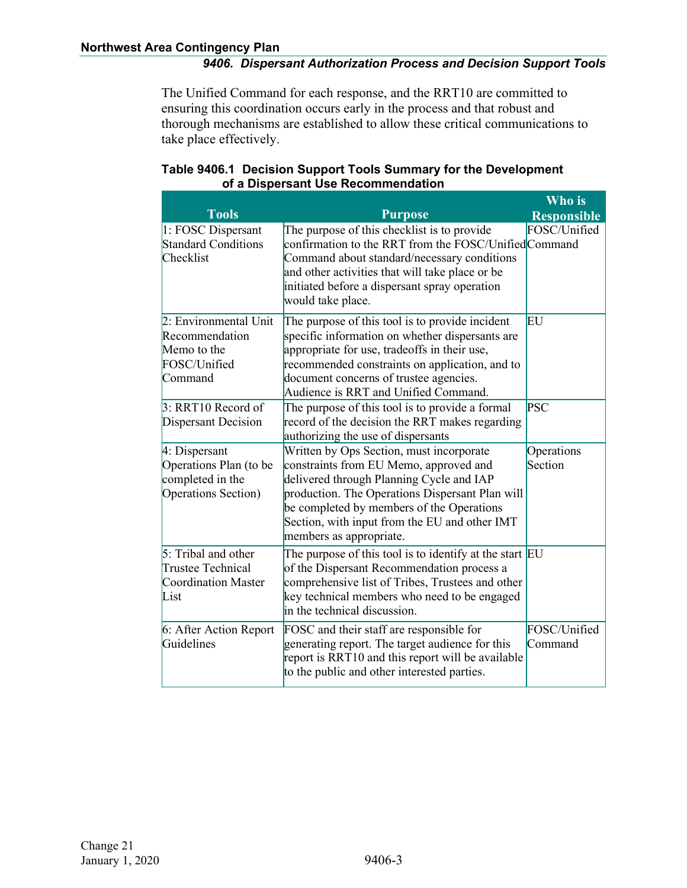The Unified Command for each response, and the RRT10 are committed to ensuring this coordination occurs early in the process and that robust and thorough mechanisms are established to allow these critical communications to take place effectively.

**Table 9406.1 Decision Support Tools Summary for the Development of a Dispersant Use Recommendation**

| Tools | Purpose | Who is Responsible |
|---|---|---|
| 1: FOSC Dispersant Standard Conditions Checklist | The purpose of this checklist is to provide confirmation to the RRT from the FOSC/Unified Command about standard/necessary conditions and other activities that will take place or be initiated before a dispersant spray operation would take place. | FOSC/Unified Command |
| 2: Environmental Unit Recommendation Memo to the FOSC/Unified Command | The purpose of this tool is to provide incident specific information on whether dispersants are appropriate for use, tradeoffs in their use, recommended constraints on application, and to document concerns of trustee agencies. Audience is RRT and Unified Command. | EU |
| 3: RRT10 Record of Dispersant Decision | The purpose of this tool is to provide a formal record of the decision the RRT makes regarding authorizing the use of dispersants | PSC |
| 4: Dispersant Operations Plan (to be completed in the Operations Section) | Written by Ops Section, must incorporate constraints from EU Memo, approved and delivered through Planning Cycle and IAP production. The Operations Dispersant Plan will be completed by members of the Operations Section, with input from the EU and other IMT members as appropriate. | Operations Section |
| 5: Tribal and other Trustee Technical Coordination Master List | The purpose of this tool is to identify at the start of the Dispersant Recommendation process a comprehensive list of Tribes, Trustees and other key technical members who need to be engaged in the technical discussion. | EU |
| 6: After Action Report Guidelines | FOSC and their staff are responsible for generating report. The target audience for this report is RRT10 and this report will be available to the public and other interested parties. | FOSC/Unified Command |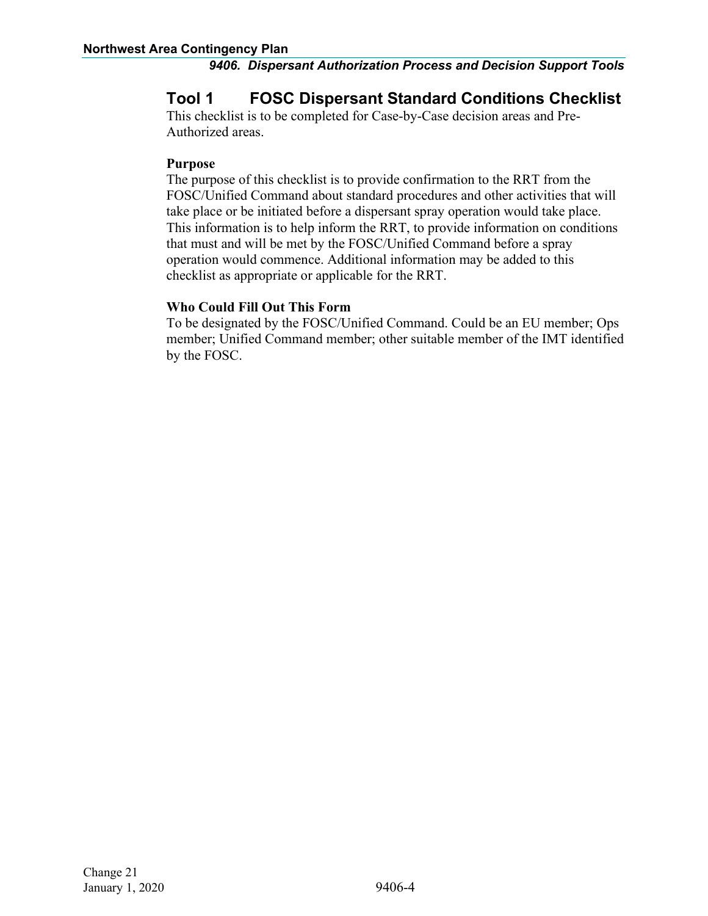## Tool 1 FOSC Dispersant Standard Conditions Checklist

This checklist is to be completed for Case-by-Case decision areas and Pre-Authorized areas.

**Purpose**

The purpose of this checklist is to provide confirmation to the RRT from the FOSC/Unified Command about standard procedures and other activities that will take place or be initiated before a dispersant spray operation would take place. This information is to help inform the RRT, to provide information on conditions that must and will be met by the FOSC/Unified Command before a spray operation would commence. Additional information may be added to this checklist as appropriate or applicable for the RRT.

**Who Could Fill Out This Form**

To be designated by the FOSC/Unified Command. Could be an EU member; Ops member; Unified Command member; other suitable member of the IMT identified by the FOSC.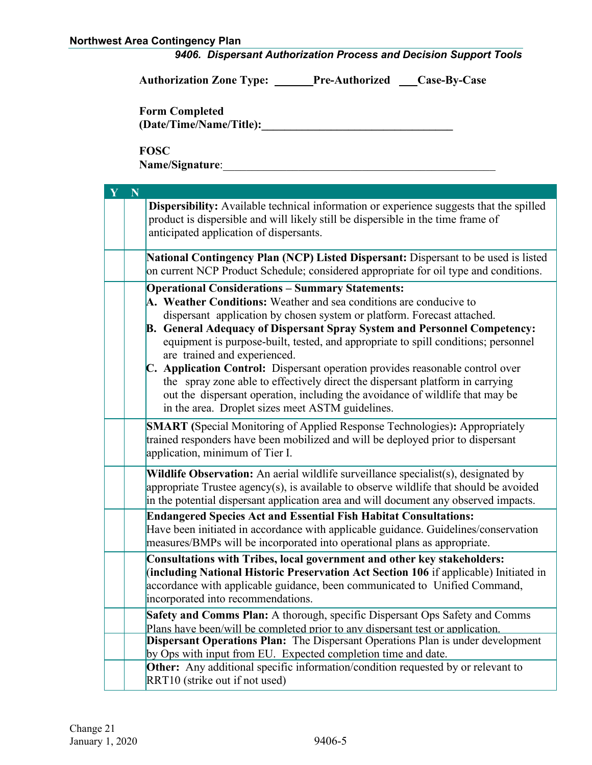**Authorization Zone Type: _______Pre-Authorized ___Case-By-Case**

**Form Completed**
**(Date/Time/Name/Title):_________________________________**

**FOSC**
**Name/Signature**:_______________________________________________

| Y | N | |
|---|---|---|
| | | **Dispersibility:** Available technical information or experience suggests that the spilled product is dispersible and will likely still be dispersible in the time frame of anticipated application of dispersants. |
| | | **National Contingency Plan (NCP) Listed Dispersant:** Dispersant to be used is listed on current NCP Product Schedule; considered appropriate for oil type and conditions. |
| | | **Operational Considerations – Summary Statements:**<br>**A. Weather Conditions:** Weather and sea conditions are conducive to dispersant application by chosen system or platform. Forecast attached.<br>**B. General Adequacy of Dispersant Spray System and Personnel Competency:** equipment is purpose-built, tested, and appropriate to spill conditions; personnel are trained and experienced.<br>**C. Application Control:** Dispersant operation provides reasonable control over the spray zone able to effectively direct the dispersant platform in carrying out the dispersant operation, including the avoidance of wildlife that may be in the area. Droplet sizes meet ASTM guidelines. |
| | | **SMART (**Special Monitoring of Applied Response Technologies**):** Appropriately trained responders have been mobilized and will be deployed prior to dispersant application, minimum of Tier I. |
| | | **Wildlife Observation:** An aerial wildlife surveillance specialist(s), designated by appropriate Trustee agency(s), is available to observe wildlife that should be avoided in the potential dispersant application area and will document any observed impacts. |
| | | **Endangered Species Act and Essential Fish Habitat Consultations:** Have been initiated in accordance with applicable guidance. Guidelines/conservation measures/BMPs will be incorporated into operational plans as appropriate. |
| | | **Consultations with Tribes, local government and other key stakeholders:** (**including National Historic Preservation Act Section 106** if applicable) Initiated in accordance with applicable guidance, been communicated to Unified Command, incorporated into recommendations. |
| | | **Safety and Comms Plan:** A thorough, specific Dispersant Ops Safety and Comms Plans have been/will be completed prior to any dispersant test or application. |
| | | **Dispersant Operations Plan:** The Dispersant Operations Plan is under development by Ops with input from EU. Expected completion time and date. |
| | | **Other:** Any additional specific information/condition requested by or relevant to RRT10 (strike out if not used) |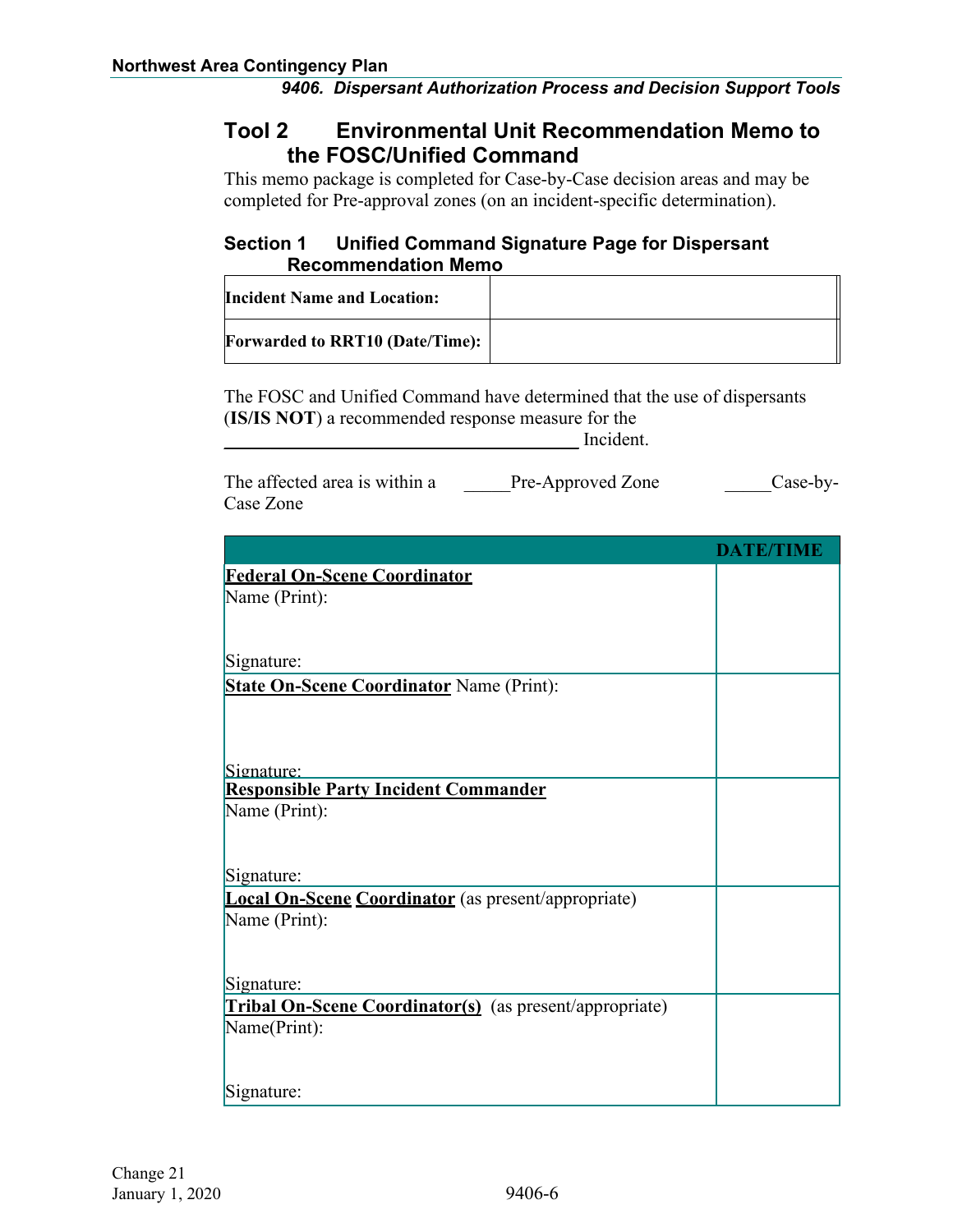## Tool 2 Environmental Unit Recommendation Memo to the FOSC/Unified Command

This memo package is completed for Case-by-Case decision areas and may be completed for Pre-approval zones (on an incident-specific determination).

### Section 1 Unified Command Signature Page for Dispersant Recommendation Memo

| | |
|---|---|
| **Incident Name and Location:** | |
| **Forwarded to RRT10 (Date/Time):** | |

The FOSC and Unified Command have determined that the use of dispersants (**IS/IS NOT**) a recommended response measure for the ________________________________________ Incident.

The affected area is within a _____Pre-Approved Zone _____Case-by-Case Zone

| | DATE/TIME |
|---|---|
| **Federal On-Scene Coordinator**<br>Name (Print):<br><br>Signature: | |
| **State On-Scene Coordinator** Name (Print):<br><br>Signature: | |
| **Responsible Party Incident Commander**<br>Name (Print):<br><br>Signature: | |
| **Local On-Scene Coordinator** (as present/appropriate)<br>Name (Print):<br><br>Signature: | |
| **Tribal On-Scene Coordinator(s)** (as present/appropriate)<br>Name(Print):<br><br>Signature: | |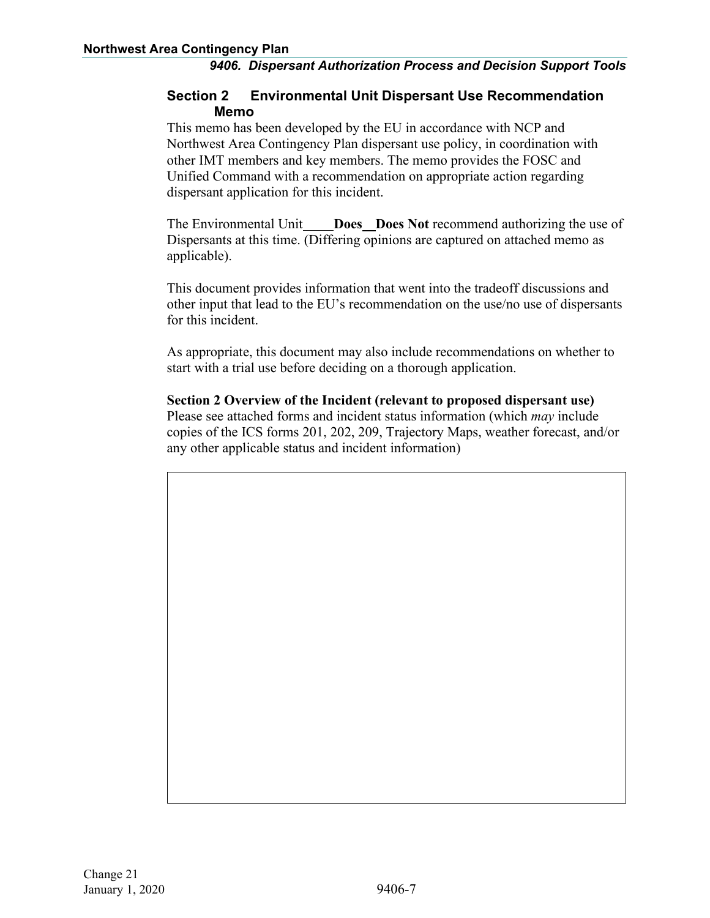## Section 2 Environmental Unit Dispersant Use Recommendation Memo

This memo has been developed by the EU in accordance with NCP and Northwest Area Contingency Plan dispersant use policy, in coordination with other IMT members and key members. The memo provides the FOSC and Unified Command with a recommendation on appropriate action regarding dispersant application for this incident.

The Environmental Unit____**Does**__**Does Not** recommend authorizing the use of Dispersants at this time. (Differing opinions are captured on attached memo as applicable).

This document provides information that went into the tradeoff discussions and other input that lead to the EU's recommendation on the use/no use of dispersants for this incident.

As appropriate, this document may also include recommendations on whether to start with a trial use before deciding on a thorough application.

**Section 2 Overview of the Incident (relevant to proposed dispersant use)**

Please see attached forms and incident status information (which *may* include copies of the ICS forms 201, 202, 209, Trajectory Maps, weather forecast, and/or any other applicable status and incident information)

| |
|---|
| |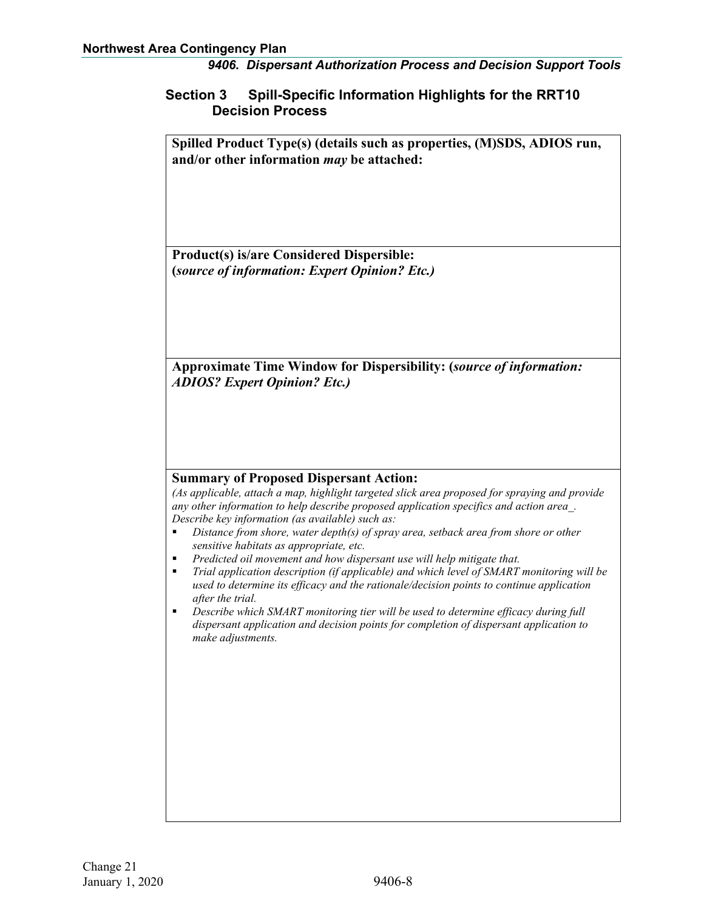## Section 3 Spill-Specific Information Highlights for the RRT10 Decision Process

| **Spilled Product Type(s) (details such as properties, (M)SDS, ADIOS run, and/or other information *may* be attached:** |
|---|
| **Product(s) is/are Considered Dispersible:** **(*source of information: Expert Opinion? Etc.)*** |
| **Approximate Time Window for Dispersibility: (*source of information: ADIOS? Expert Opinion? Etc.)*** |
| **Summary of Proposed Dispersant Action:** *(As applicable, attach a map, highlight targeted slick area proposed for spraying and provide any other information to help describe proposed application specifics and action area_. Describe key information (as available) such as:* <br>▪ *Distance from shore, water depth(s) of spray area, setback area from shore or other sensitive habitats as appropriate, etc.* <br>▪ *Predicted oil movement and how dispersant use will help mitigate that.* <br>▪ *Trial application description (if applicable) and which level of SMART monitoring will be used to determine its efficacy and the rationale/decision points to continue application after the trial.* <br>▪ *Describe which SMART monitoring tier will be used to determine efficacy during full dispersant application and decision points for completion of dispersant application to make adjustments.* |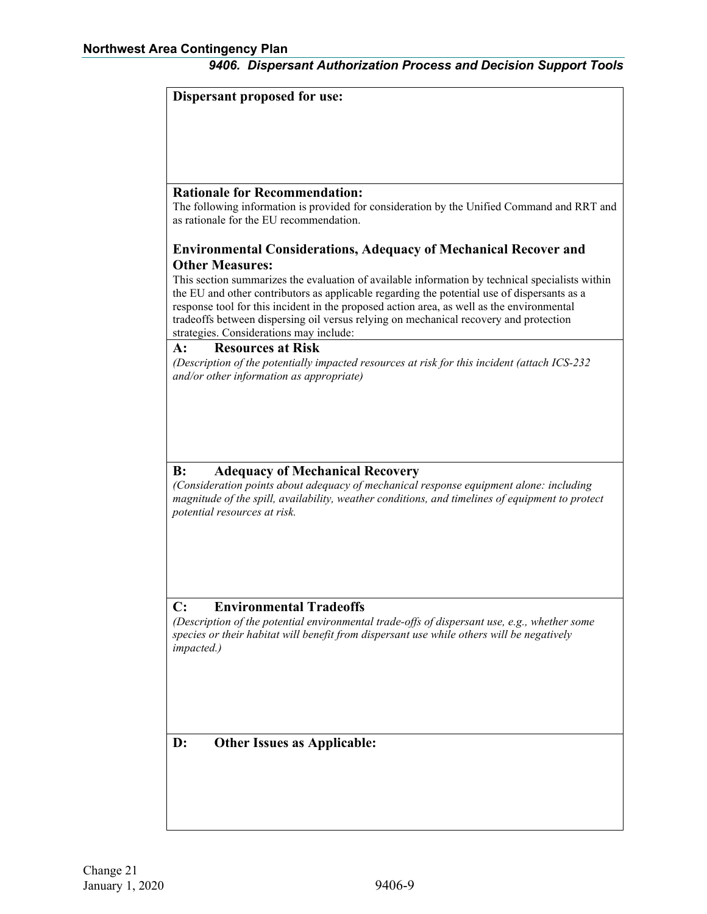**Dispersant proposed for use:**

**Rationale for Recommendation:**

The following information is provided for consideration by the Unified Command and RRT and as rationale for the EU recommendation.

**Environmental Considerations, Adequacy of Mechanical Recover and Other Measures:**

This section summarizes the evaluation of available information by technical specialists within the EU and other contributors as applicable regarding the potential use of dispersants as a response tool for this incident in the proposed action area, as well as the environmental tradeoffs between dispersing oil versus relying on mechanical recovery and protection strategies. Considerations may include:

**A: Resources at Risk**

*(Description of the potentially impacted resources at risk for this incident (attach ICS-232 and/or other information as appropriate)*

**B: Adequacy of Mechanical Recovery**

*(Consideration points about adequacy of mechanical response equipment alone: including magnitude of the spill, availability, weather conditions, and timelines of equipment to protect potential resources at risk.*

**C: Environmental Tradeoffs**

*(Description of the potential environmental trade-offs of dispersant use, e.g., whether some species or their habitat will benefit from dispersant use while others will be negatively impacted.)*

**D: Other Issues as Applicable:**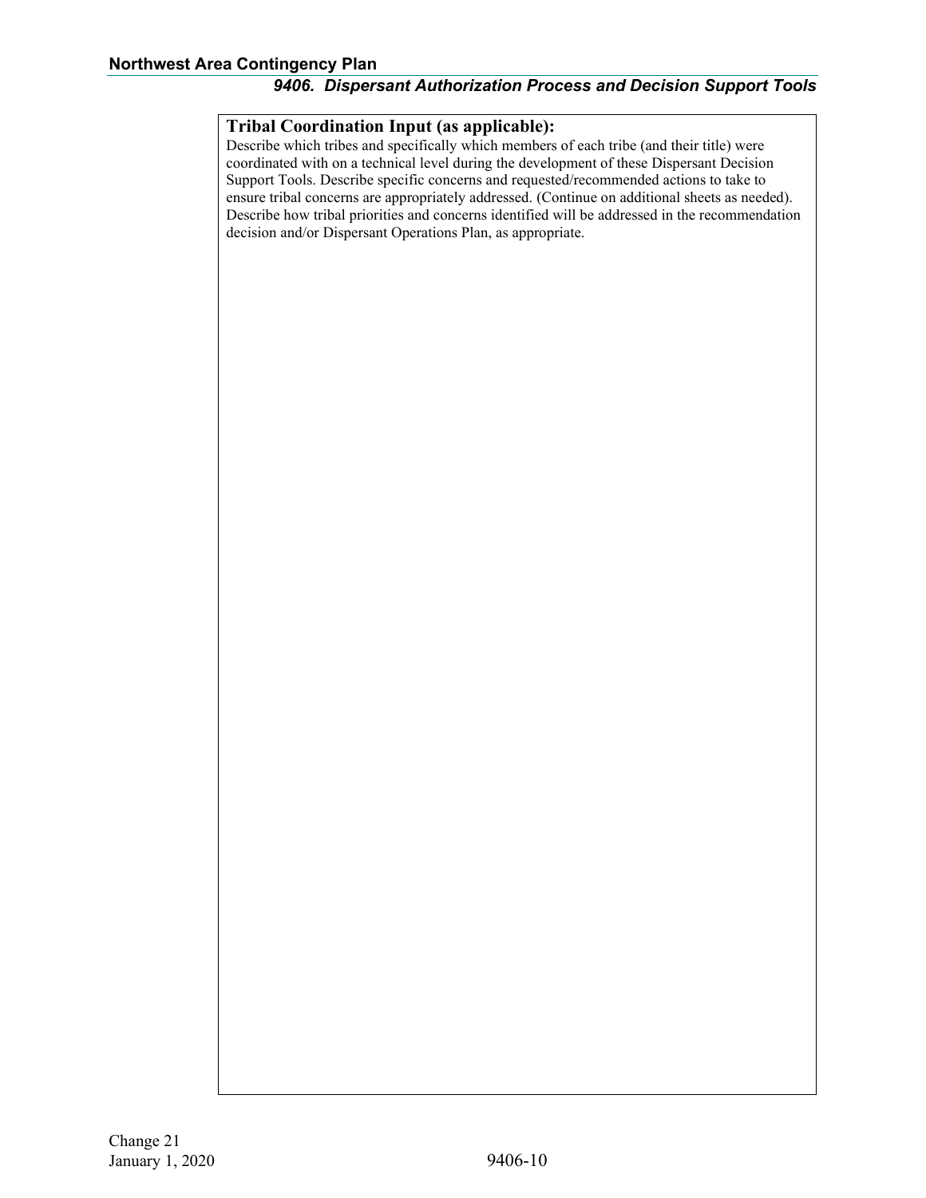**Tribal Coordination Input (as applicable):**

Describe which tribes and specifically which members of each tribe (and their title) were coordinated with on a technical level during the development of these Dispersant Decision Support Tools. Describe specific concerns and requested/recommended actions to take to ensure tribal concerns are appropriately addressed. (Continue on additional sheets as needed). Describe how tribal priorities and concerns identified will be addressed in the recommendation decision and/or Dispersant Operations Plan, as appropriate.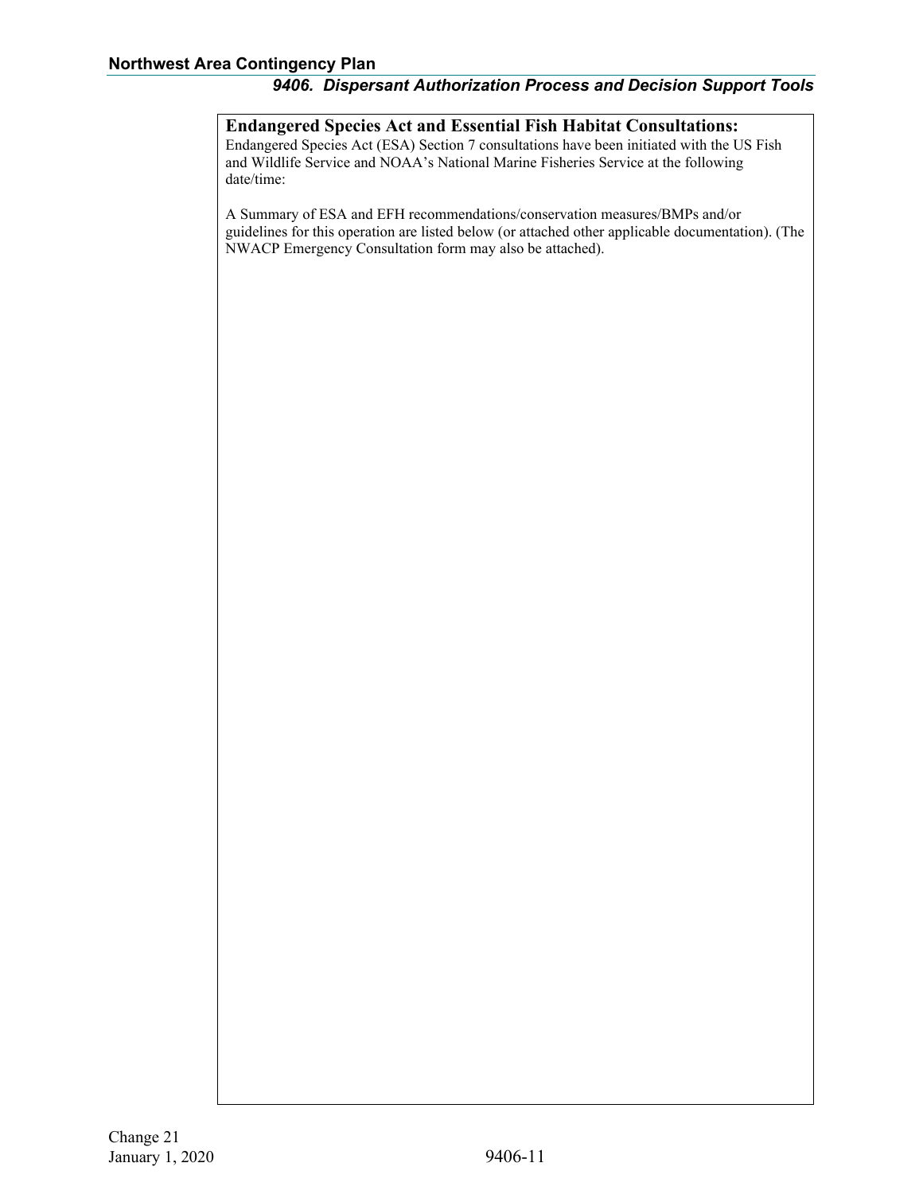**Endangered Species Act and Essential Fish Habitat Consultations:**

Endangered Species Act (ESA) Section 7 consultations have been initiated with the US Fish and Wildlife Service and NOAA's National Marine Fisheries Service at the following date/time:

A Summary of ESA and EFH recommendations/conservation measures/BMPs and/or guidelines for this operation are listed below (or attached other applicable documentation). (The NWACP Emergency Consultation form may also be attached).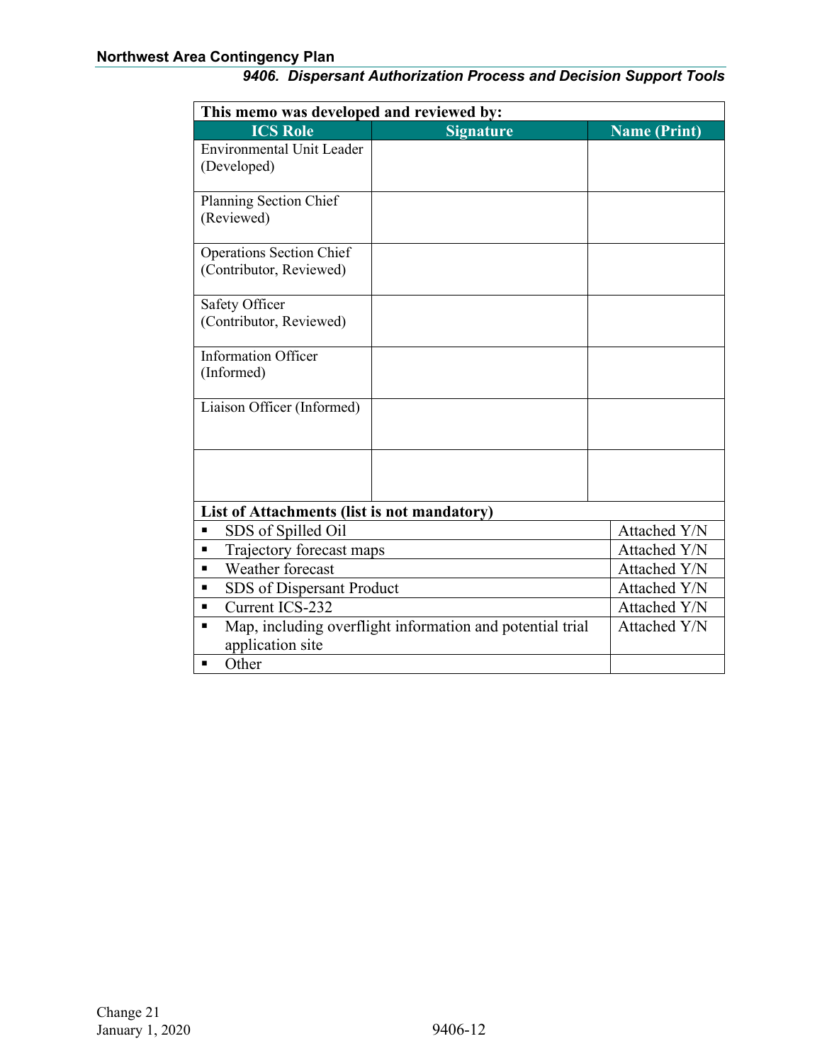| This memo was developed and reviewed by: | | |
|---|---|---|
| **ICS Role** | **Signature** | **Name (Print)** |
| Environmental Unit Leader (Developed) | | |
| Planning Section Chief (Reviewed) | | |
| Operations Section Chief (Contributor, Reviewed) | | |
| Safety Officer (Contributor, Reviewed) | | |
| Information Officer (Informed) | | |
| Liaison Officer (Informed) | | |
| | | |

| List of Attachments (list is not mandatory) | |
|---|---|
| ▪ SDS of Spilled Oil | Attached Y/N |
| ▪ Trajectory forecast maps | Attached Y/N |
| ▪ Weather forecast | Attached Y/N |
| ▪ SDS of Dispersant Product | Attached Y/N |
| ▪ Current ICS-232 | Attached Y/N |
| ▪ Map, including overflight information and potential trial application site | Attached Y/N |
| ▪ Other | |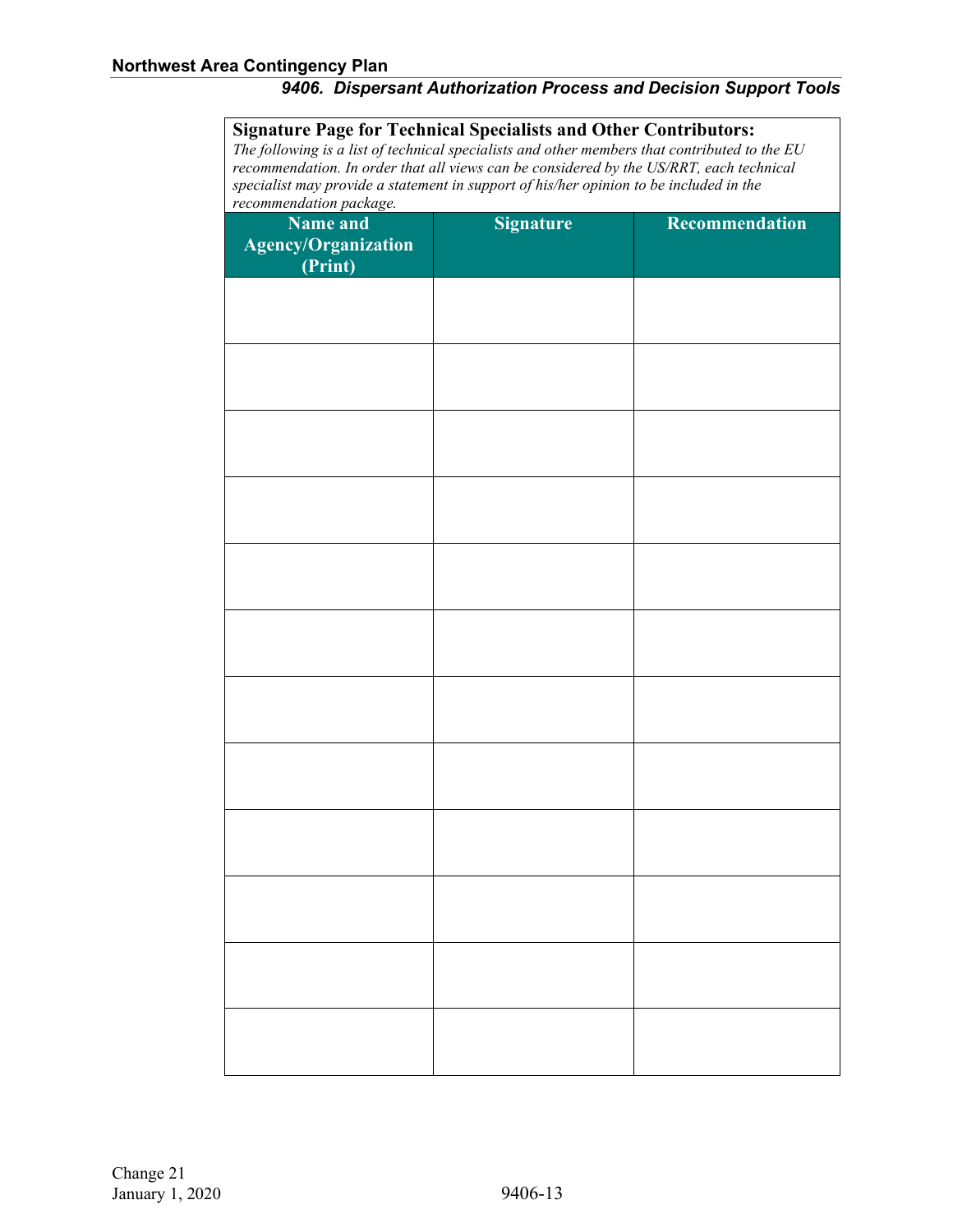**Signature Page for Technical Specialists and Other Contributors:**

*The following is a list of technical specialists and other members that contributed to the EU recommendation. In order that all views can be considered by the US/RRT, each technical specialist may provide a statement in support of his/her opinion to be included in the recommendation package.*

| Name and Agency/Organization (Print) | Signature | Recommendation |
|---|---|---|
| | | |
| | | |
| | | |
| | | |
| | | |
| | | |
| | | |
| | | |
| | | |
| | | |
| | | |
| | | |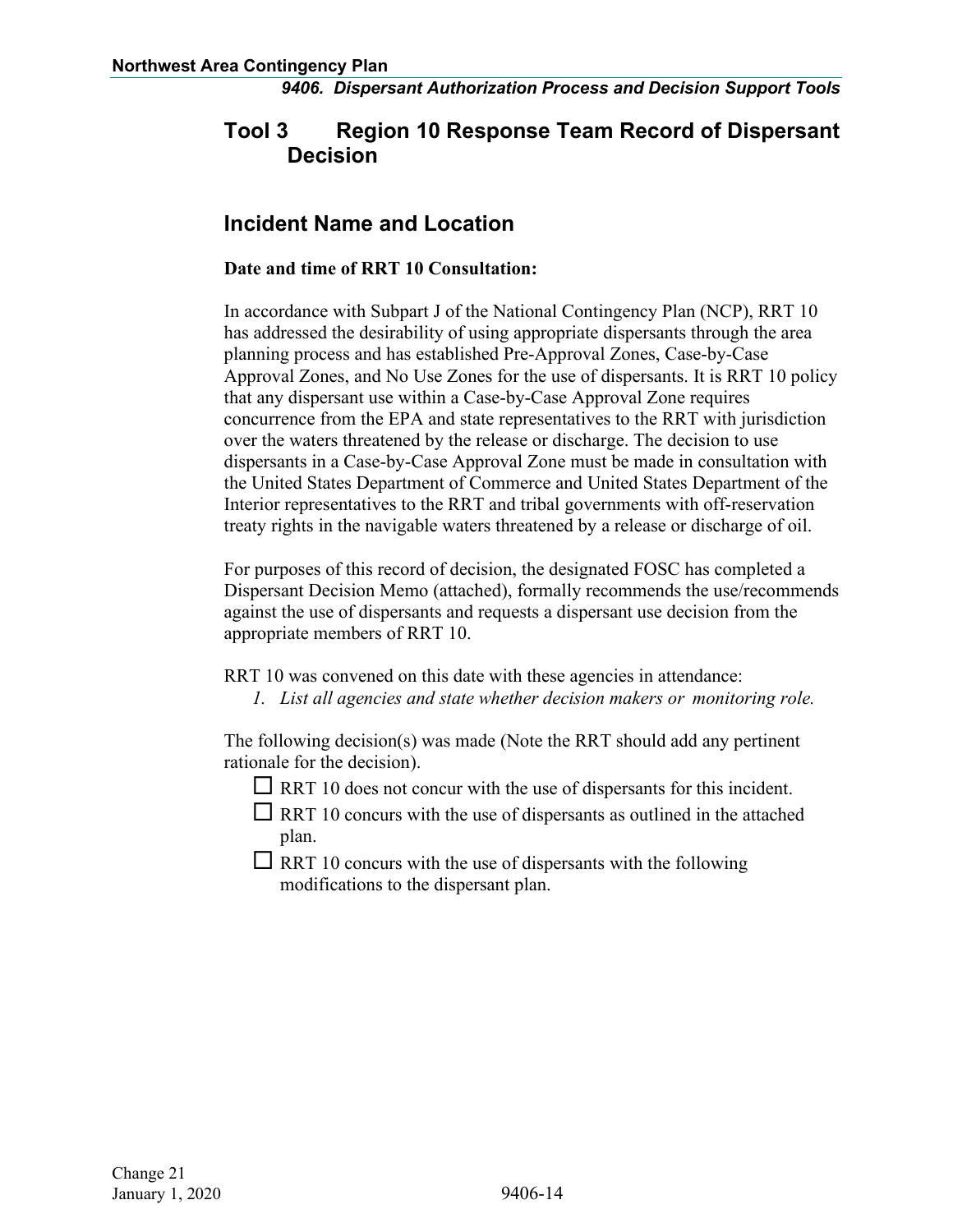## Tool 3 Region 10 Response Team Record of Dispersant Decision

## Incident Name and Location

**Date and time of RRT 10 Consultation:**

In accordance with Subpart J of the National Contingency Plan (NCP), RRT 10 has addressed the desirability of using appropriate dispersants through the area planning process and has established Pre-Approval Zones, Case-by-Case Approval Zones, and No Use Zones for the use of dispersants. It is RRT 10 policy that any dispersant use within a Case-by-Case Approval Zone requires concurrence from the EPA and state representatives to the RRT with jurisdiction over the waters threatened by the release or discharge. The decision to use dispersants in a Case-by-Case Approval Zone must be made in consultation with the United States Department of Commerce and United States Department of the Interior representatives to the RRT and tribal governments with off-reservation treaty rights in the navigable waters threatened by a release or discharge of oil.

For purposes of this record of decision, the designated FOSC has completed a Dispersant Decision Memo (attached), formally recommends the use/recommends against the use of dispersants and requests a dispersant use decision from the appropriate members of RRT 10.

RRT 10 was convened on this date with these agencies in attendance:

1. *List all agencies and state whether decision makers or monitoring role.*

The following decision(s) was made (Note the RRT should add any pertinent rationale for the decision).

- ☐ RRT 10 does not concur with the use of dispersants for this incident.
- ☐ RRT 10 concurs with the use of dispersants as outlined in the attached plan.
- ☐ RRT 10 concurs with the use of dispersants with the following modifications to the dispersant plan.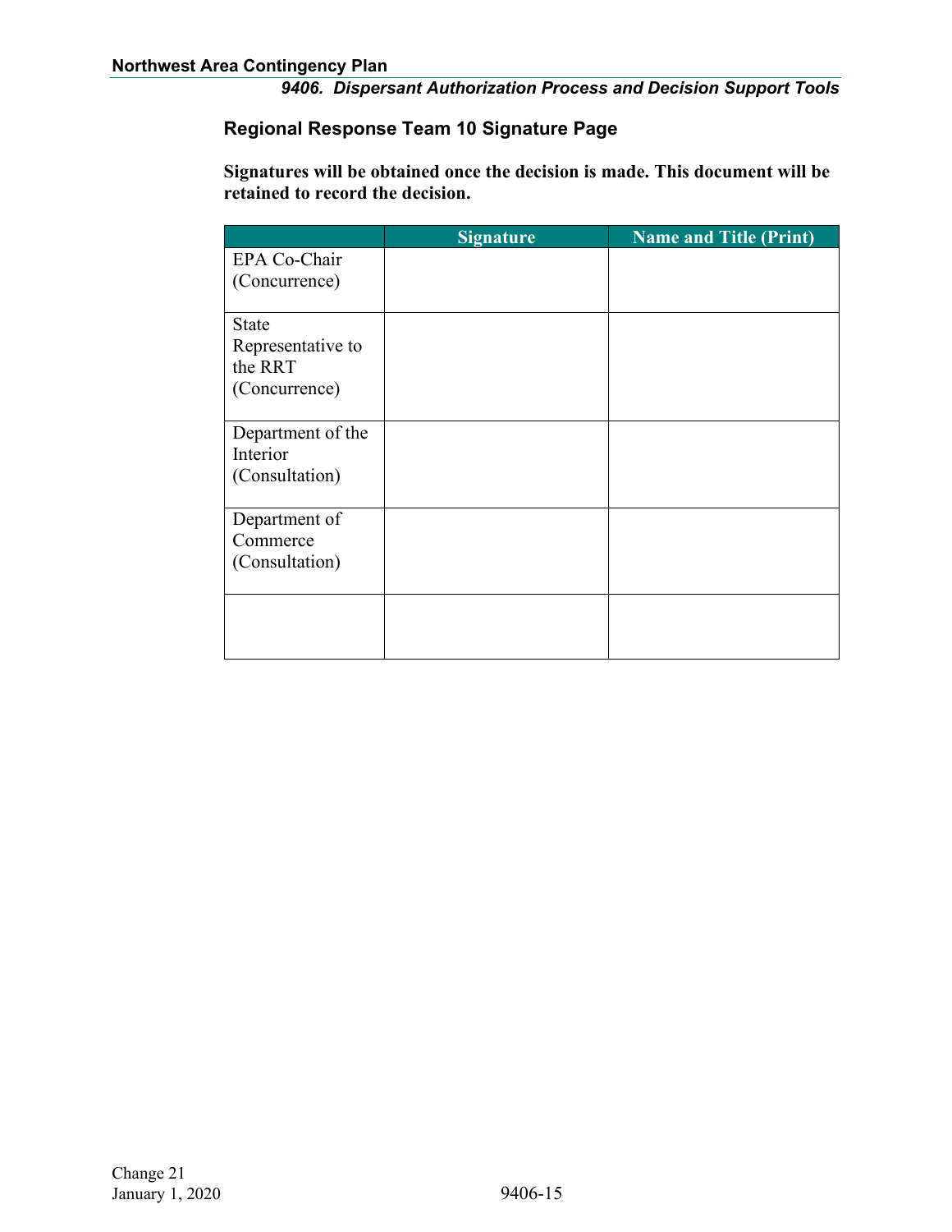### Regional Response Team 10 Signature Page

**Signatures will be obtained once the decision is made. This document will be retained to record the decision.**

| | Signature | Name and Title (Print) |
|---|---|---|
| EPA Co-Chair (Concurrence) | | |
| State Representative to the RRT (Concurrence) | | |
| Department of the Interior (Consultation) | | |
| Department of Commerce (Consultation) | | |
| | | |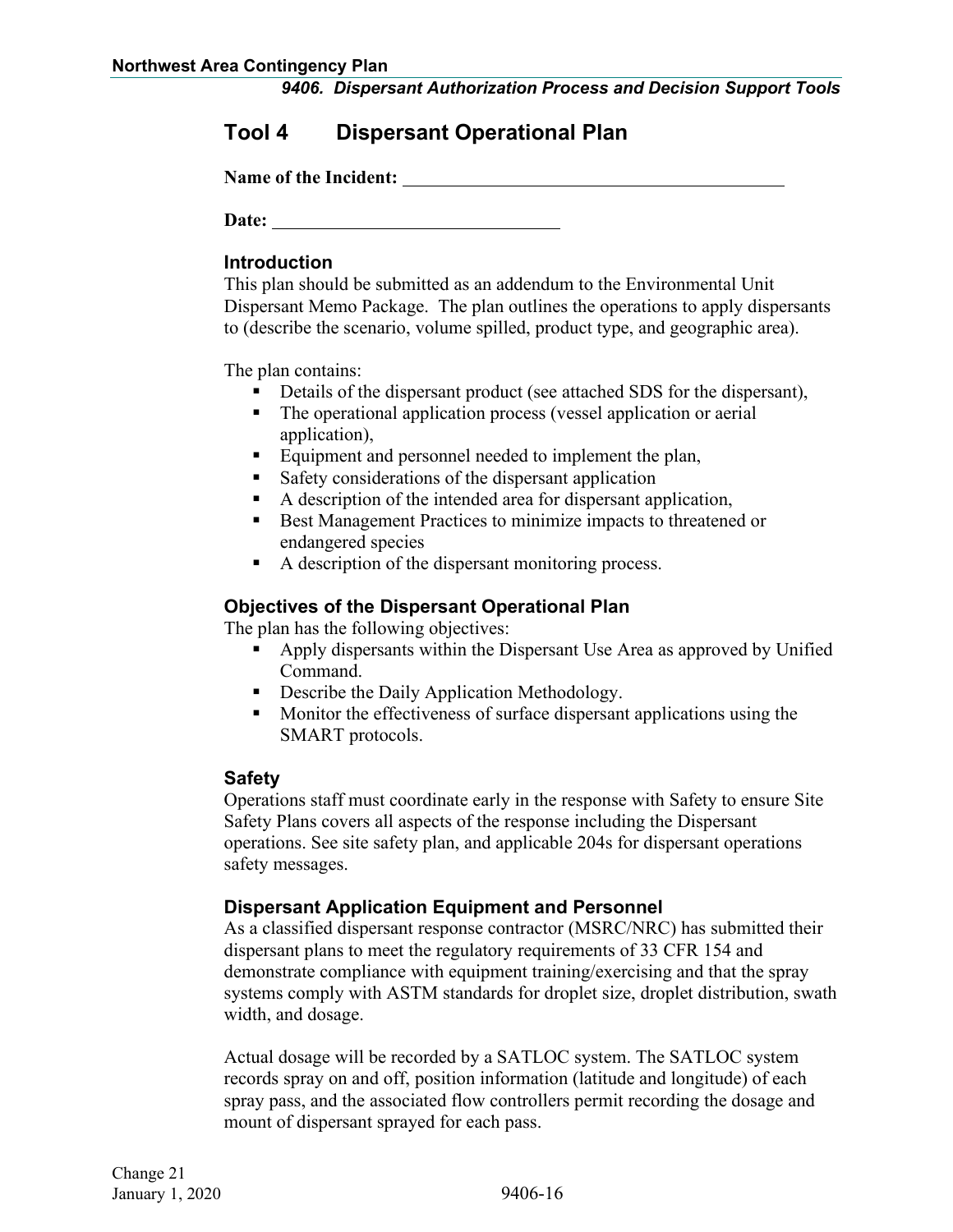## Tool 4 Dispersant Operational Plan

**Name of the Incident:** ________________________________________

**Date:** ______________________________

### Introduction

This plan should be submitted as an addendum to the Environmental Unit Dispersant Memo Package. The plan outlines the operations to apply dispersants to (describe the scenario, volume spilled, product type, and geographic area).

The plan contains:

- Details of the dispersant product (see attached SDS for the dispersant),
- The operational application process (vessel application or aerial application),
- Equipment and personnel needed to implement the plan,
- Safety considerations of the dispersant application
- A description of the intended area for dispersant application,
- Best Management Practices to minimize impacts to threatened or endangered species
- A description of the dispersant monitoring process.

### Objectives of the Dispersant Operational Plan

The plan has the following objectives:

- Apply dispersants within the Dispersant Use Area as approved by Unified Command.
- Describe the Daily Application Methodology.
- Monitor the effectiveness of surface dispersant applications using the SMART protocols.

### Safety

Operations staff must coordinate early in the response with Safety to ensure Site Safety Plans covers all aspects of the response including the Dispersant operations. See site safety plan, and applicable 204s for dispersant operations safety messages.

### Dispersant Application Equipment and Personnel

As a classified dispersant response contractor (MSRC/NRC) has submitted their dispersant plans to meet the regulatory requirements of 33 CFR 154 and demonstrate compliance with equipment training/exercising and that the spray systems comply with ASTM standards for droplet size, droplet distribution, swath width, and dosage.

Actual dosage will be recorded by a SATLOC system. The SATLOC system records spray on and off, position information (latitude and longitude) of each spray pass, and the associated flow controllers permit recording the dosage and mount of dispersant sprayed for each pass.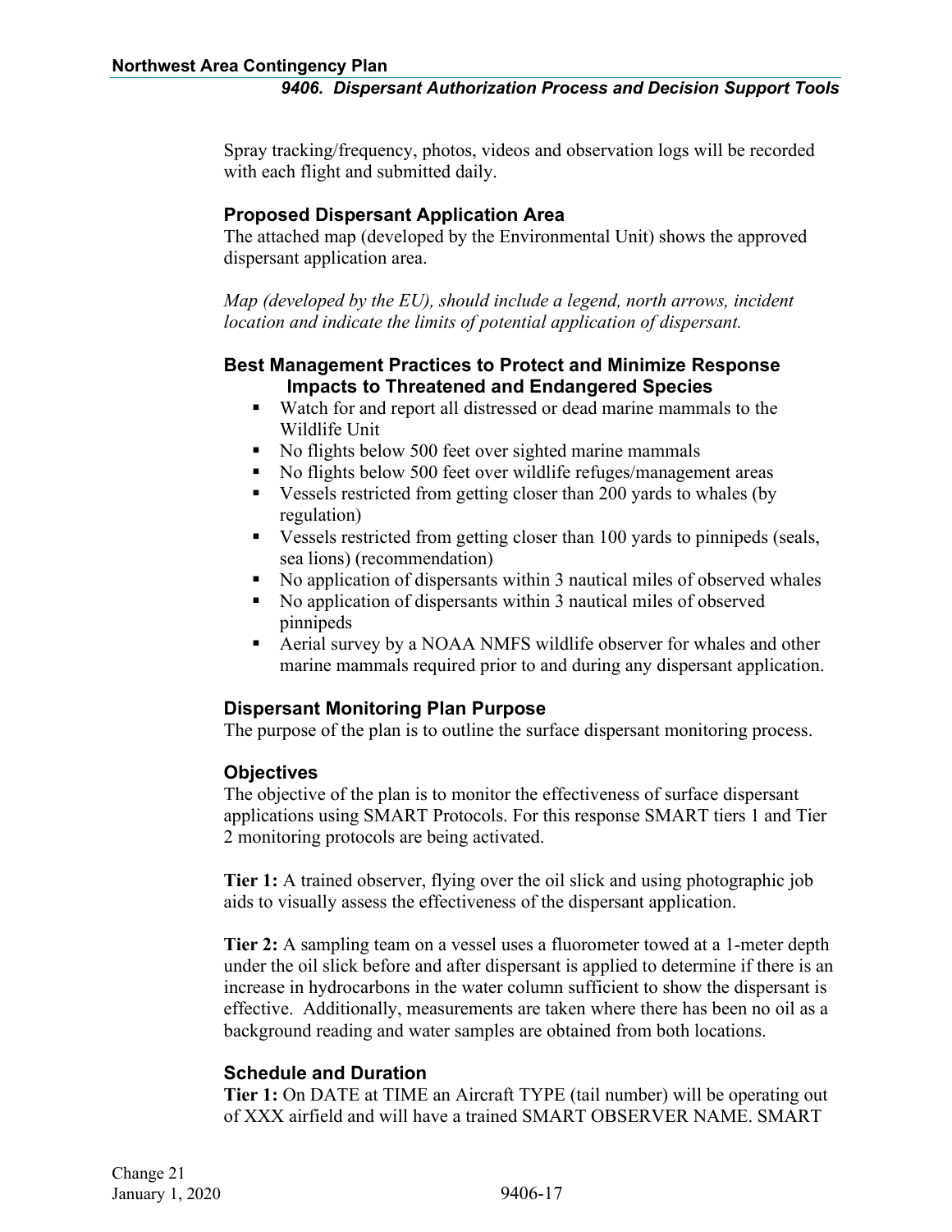Spray tracking/frequency, photos, videos and observation logs will be recorded with each flight and submitted daily.

### Proposed Dispersant Application Area

The attached map (developed by the Environmental Unit) shows the approved dispersant application area.

*Map (developed by the EU), should include a legend, north arrows, incident location and indicate the limits of potential application of dispersant.*

### Best Management Practices to Protect and Minimize Response Impacts to Threatened and Endangered Species

- Watch for and report all distressed or dead marine mammals to the Wildlife Unit
- No flights below 500 feet over sighted marine mammals
- No flights below 500 feet over wildlife refuges/management areas
- Vessels restricted from getting closer than 200 yards to whales (by regulation)
- Vessels restricted from getting closer than 100 yards to pinnipeds (seals, sea lions) (recommendation)
- No application of dispersants within 3 nautical miles of observed whales
- No application of dispersants within 3 nautical miles of observed pinnipeds
- Aerial survey by a NOAA NMFS wildlife observer for whales and other marine mammals required prior to and during any dispersant application.

### Dispersant Monitoring Plan Purpose

The purpose of the plan is to outline the surface dispersant monitoring process.

### Objectives

The objective of the plan is to monitor the effectiveness of surface dispersant applications using SMART Protocols. For this response SMART tiers 1 and Tier 2 monitoring protocols are being activated.

**Tier 1:** A trained observer, flying over the oil slick and using photographic job aids to visually assess the effectiveness of the dispersant application.

**Tier 2:** A sampling team on a vessel uses a fluorometer towed at a 1-meter depth under the oil slick before and after dispersant is applied to determine if there is an increase in hydrocarbons in the water column sufficient to show the dispersant is effective. Additionally, measurements are taken where there has been no oil as a background reading and water samples are obtained from both locations.

### Schedule and Duration

**Tier 1:** On DATE at TIME an Aircraft TYPE (tail number) will be operating out of XXX airfield and will have a trained SMART OBSERVER NAME. SMART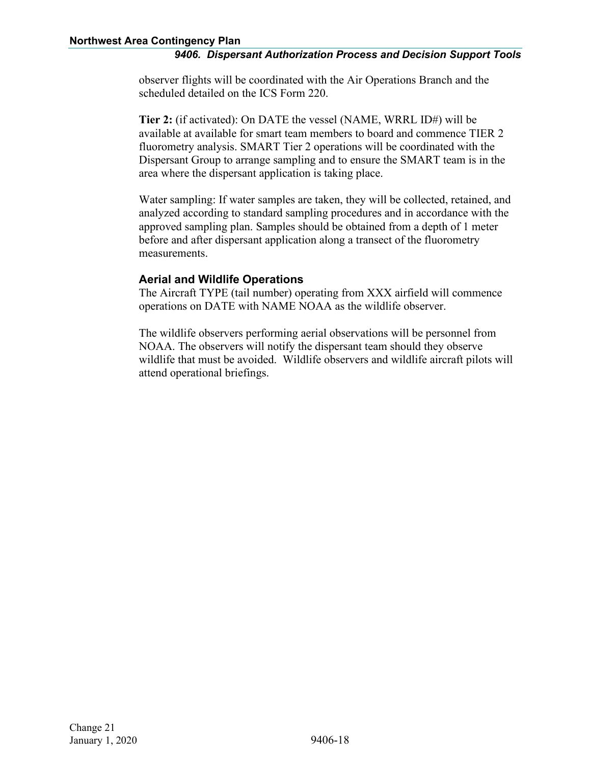observer flights will be coordinated with the Air Operations Branch and the scheduled detailed on the ICS Form 220.

**Tier 2:** (if activated): On DATE the vessel (NAME, WRRL ID#) will be available at available for smart team members to board and commence TIER 2 fluorometry analysis. SMART Tier 2 operations will be coordinated with the Dispersant Group to arrange sampling and to ensure the SMART team is in the area where the dispersant application is taking place.

Water sampling: If water samples are taken, they will be collected, retained, and analyzed according to standard sampling procedures and in accordance with the approved sampling plan. Samples should be obtained from a depth of 1 meter before and after dispersant application along a transect of the fluorometry measurements.

### Aerial and Wildlife Operations

The Aircraft TYPE (tail number) operating from XXX airfield will commence operations on DATE with NAME NOAA as the wildlife observer.

The wildlife observers performing aerial observations will be personnel from NOAA. The observers will notify the dispersant team should they observe wildlife that must be avoided. Wildlife observers and wildlife aircraft pilots will attend operational briefings.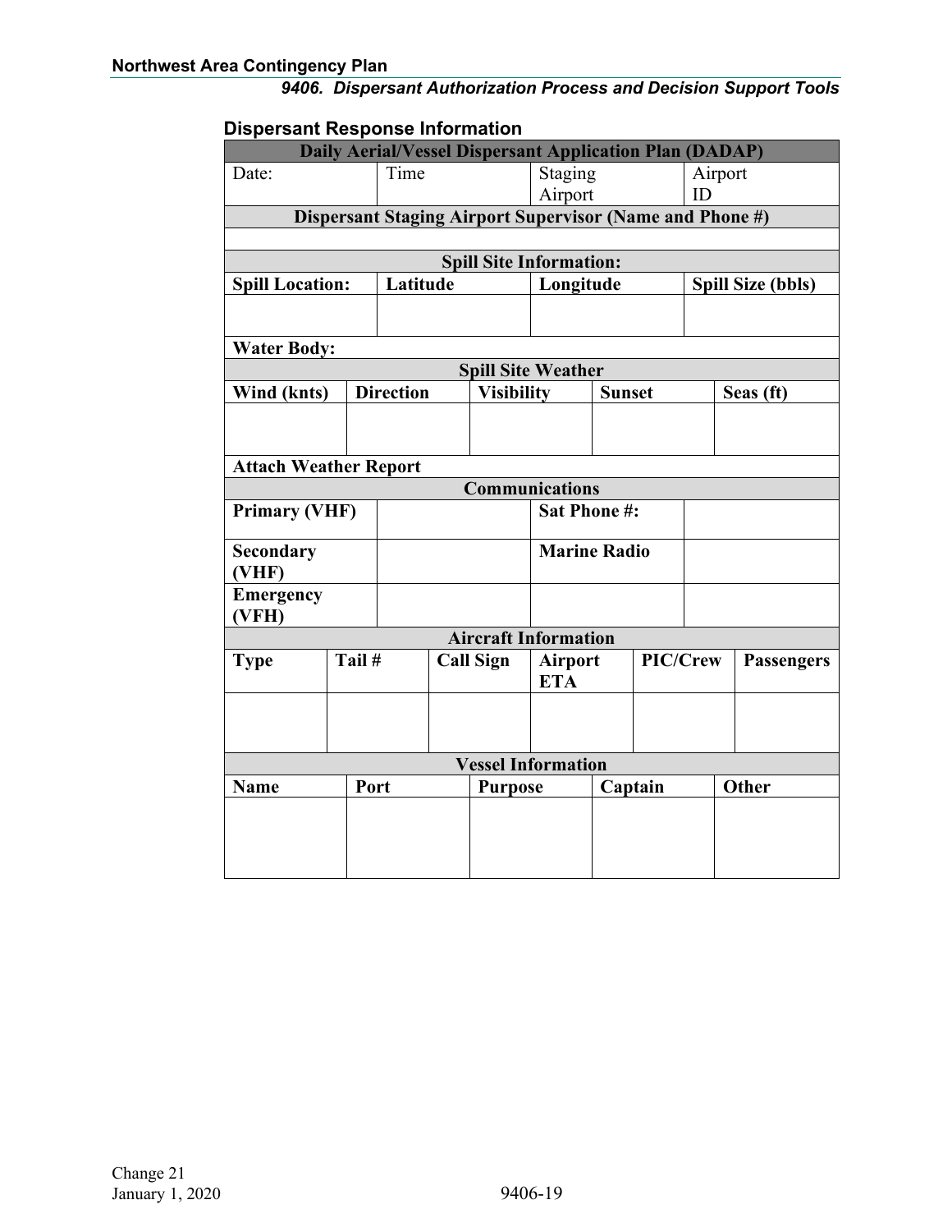## Dispersant Response Information

| Daily Aerial/Vessel Dispersant Application Plan (DADAP) | | | | | |
|---|---|---|---|---|---|
| Date: | Time | Staging Airport | | Airport ID | |
| **Dispersant Staging Airport Supervisor (Name and Phone #)** | | | | | |
| | | | | | |
| **Spill Site Information:** | | | | | |
| **Spill Location:** | **Latitude** | **Longitude** | | **Spill Size (bbls)** | |
| | | | | | |
| **Water Body:** | | | | | |
| **Spill Site Weather** | | | | | |
| **Wind (knts)** | **Direction** | **Visibility** | **Sunset** | **Seas (ft)** | |
| | | | | | |
| **Attach Weather Report** | | | | | |
| **Communications** | | | | | |
| **Primary (VHF)** | | **Sat Phone #:** | | | |
| **Secondary (VHF)** | | **Marine Radio** | | | |
| **Emergency (VFH)** | | | | | |
| **Aircraft Information** | | | | | |
| **Type** | **Tail #** | **Call Sign** | **Airport ETA** | **PIC/Crew** | **Passengers** |
| | | | | | |
| **Vessel Information** | | | | | |
| **Name** | **Port** | **Purpose** | **Captain** | **Other** | |
| | | | | | |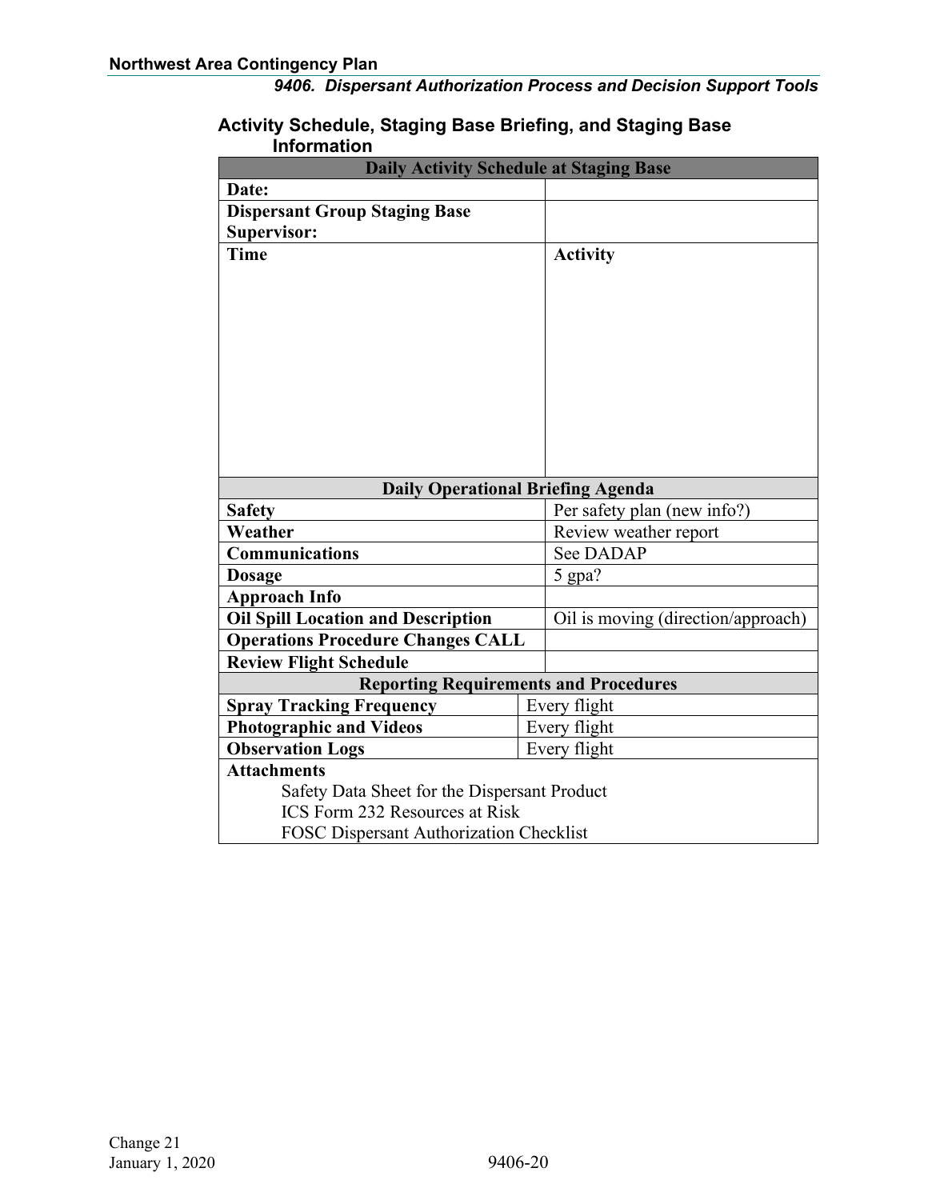## Activity Schedule, Staging Base Briefing, and Staging Base Information

| Daily Activity Schedule at Staging Base | |
|---|---|
| **Date:** | |
| **Dispersant Group Staging Base Supervisor:** | |
| **Time** | **Activity** |
| | |
| **Daily Operational Briefing Agenda** | |
| **Safety** | Per safety plan (new info?) |
| **Weather** | Review weather report |
| **Communications** | See DADAP |
| **Dosage** | 5 gpa? |
| **Approach Info** | |
| **Oil Spill Location and Description** | Oil is moving (direction/approach) |
| **Operations Procedure Changes CALL** | |
| **Review Flight Schedule** | |
| **Reporting Requirements and Procedures** | |
| **Spray Tracking Frequency** | Every flight |
| **Photographic and Videos** | Every flight |
| **Observation Logs** | Every flight |
| **Attachments**<br>Safety Data Sheet for the Dispersant Product<br>ICS Form 232 Resources at Risk<br>FOSC Dispersant Authorization Checklist | |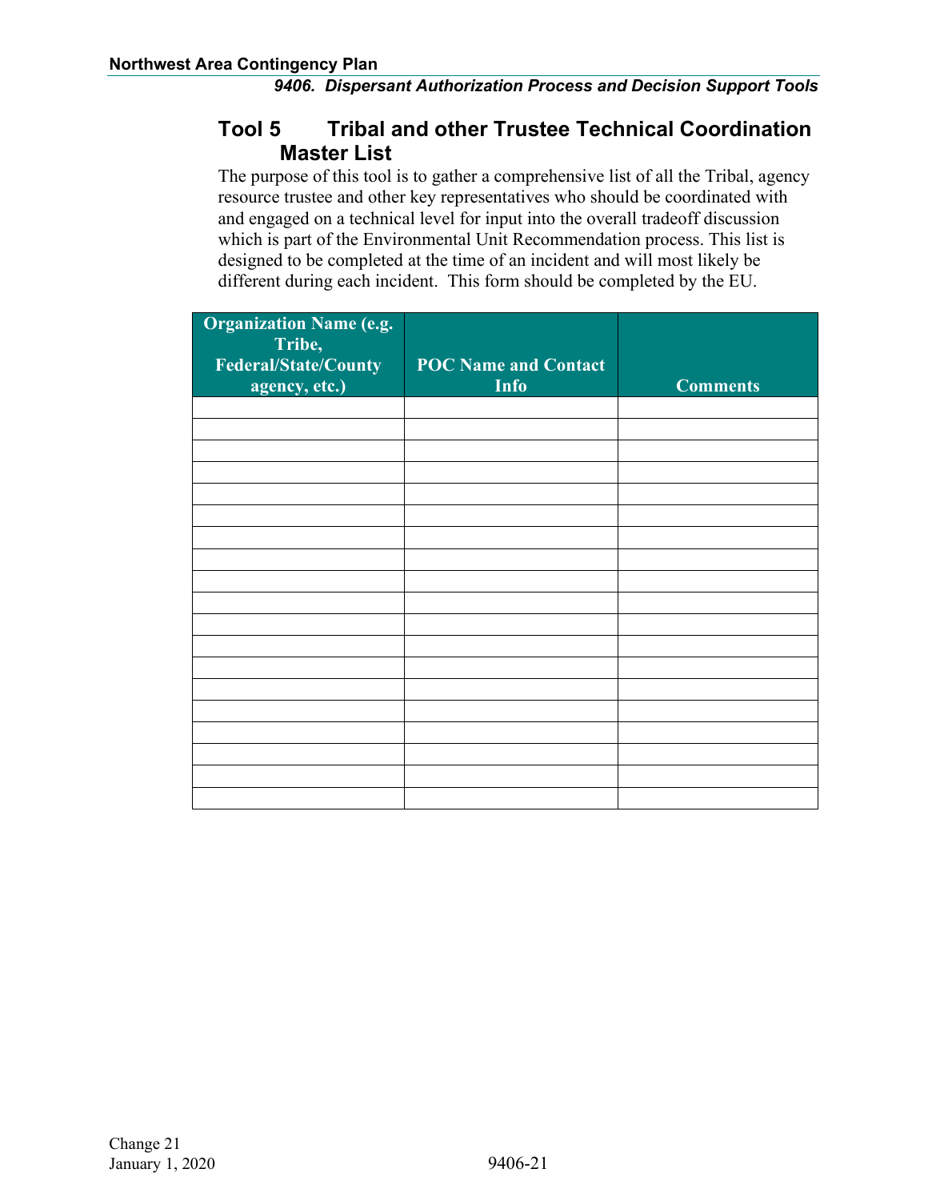## Tool 5 Tribal and other Trustee Technical Coordination Master List

The purpose of this tool is to gather a comprehensive list of all the Tribal, agency resource trustee and other key representatives who should be coordinated with and engaged on a technical level for input into the overall tradeoff discussion which is part of the Environmental Unit Recommendation process. This list is designed to be completed at the time of an incident and will most likely be different during each incident. This form should be completed by the EU.

| Organization Name (e.g. Tribe, Federal/State/County agency, etc.) | POC Name and Contact Info | Comments |
|---|---|---|
| | | |
| | | |
| | | |
| | | |
| | | |
| | | |
| | | |
| | | |
| | | |
| | | |
| | | |
| | | |
| | | |
| | | |
| | | |
| | | |
| | | |
| | | |
| | | |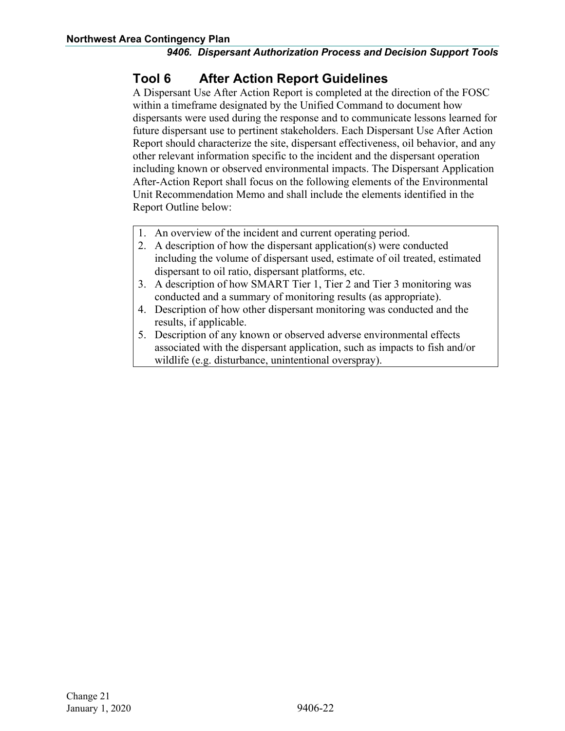## Tool 6 After Action Report Guidelines

A Dispersant Use After Action Report is completed at the direction of the FOSC within a timeframe designated by the Unified Command to document how dispersants were used during the response and to communicate lessons learned for future dispersant use to pertinent stakeholders. Each Dispersant Use After Action Report should characterize the site, dispersant effectiveness, oil behavior, and any other relevant information specific to the incident and the dispersant operation including known or observed environmental impacts. The Dispersant Application After-Action Report shall focus on the following elements of the Environmental Unit Recommendation Memo and shall include the elements identified in the Report Outline below:

1. An overview of the incident and current operating period.
2. A description of how the dispersant application(s) were conducted including the volume of dispersant used, estimate of oil treated, estimated dispersant to oil ratio, dispersant platforms, etc.
3. A description of how SMART Tier 1, Tier 2 and Tier 3 monitoring was conducted and a summary of monitoring results (as appropriate).
4. Description of how other dispersant monitoring was conducted and the results, if applicable.
5. Description of any known or observed adverse environmental effects associated with the dispersant application, such as impacts to fish and/or wildlife (e.g. disturbance, unintentional overspray).